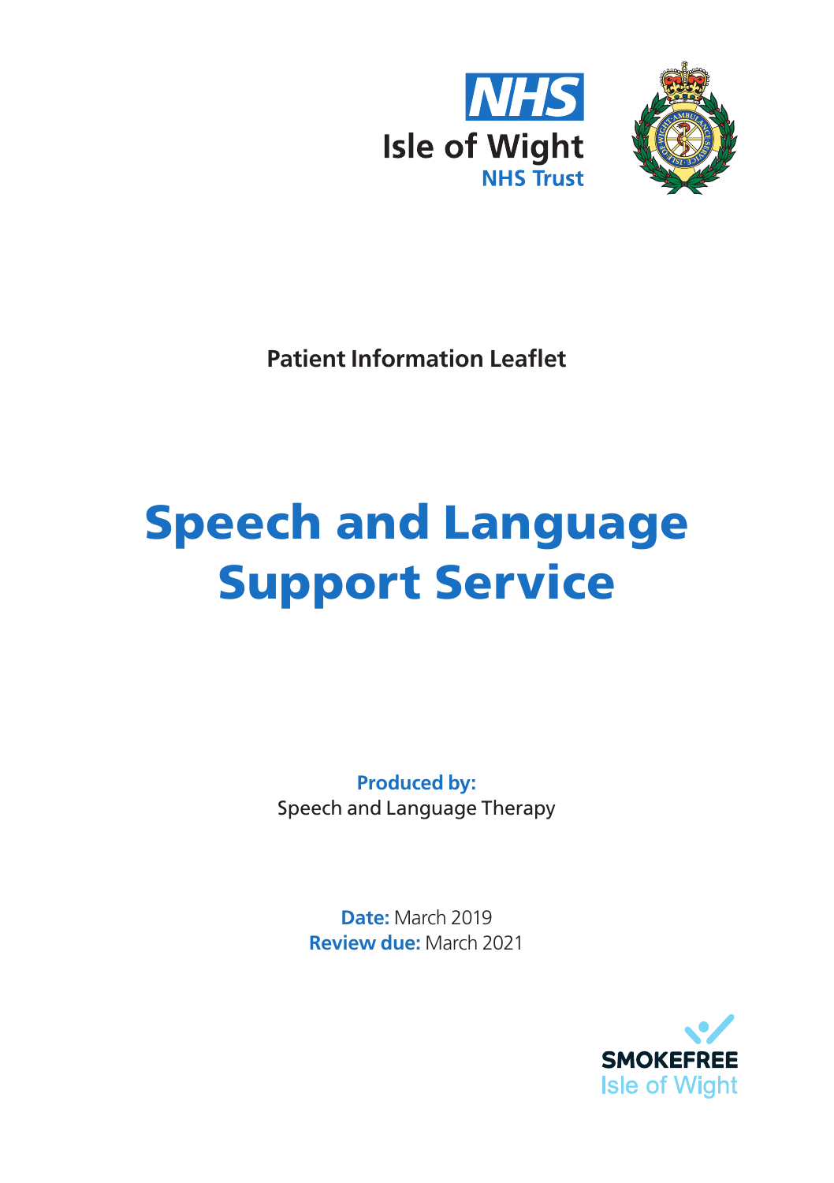NHS

Isle of Wight
NHS Trust

**Patient Information Leaflet**

# Speech and Language Support Service

**Produced by:**
Speech and Language Therapy

**Date:** March 2019
**Review due:** March 2021

SMOKEFREE
Isle of Wight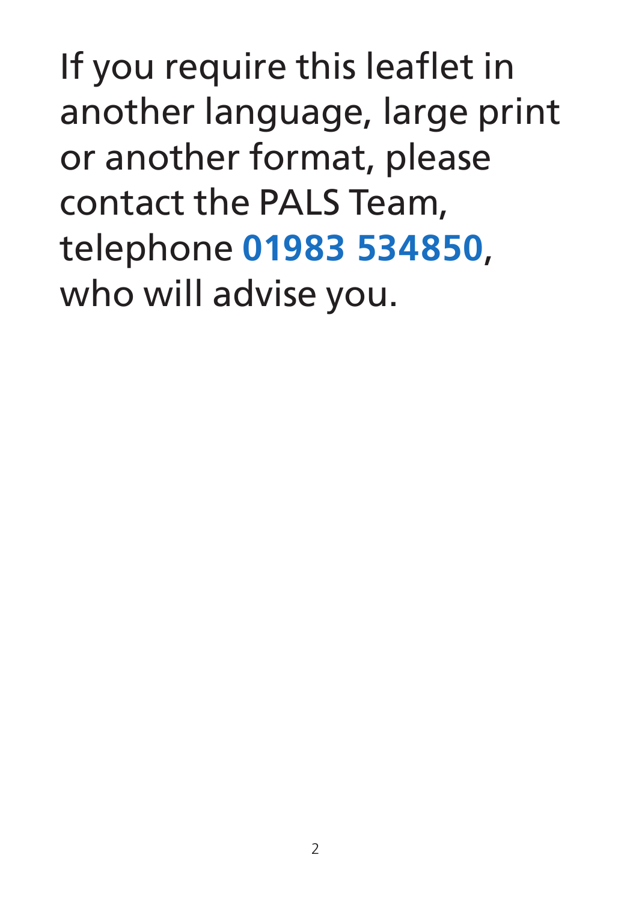If you require this leaflet in another language, large print or another format, please contact the PALS Team, telephone **01983 534850**, who will advise you.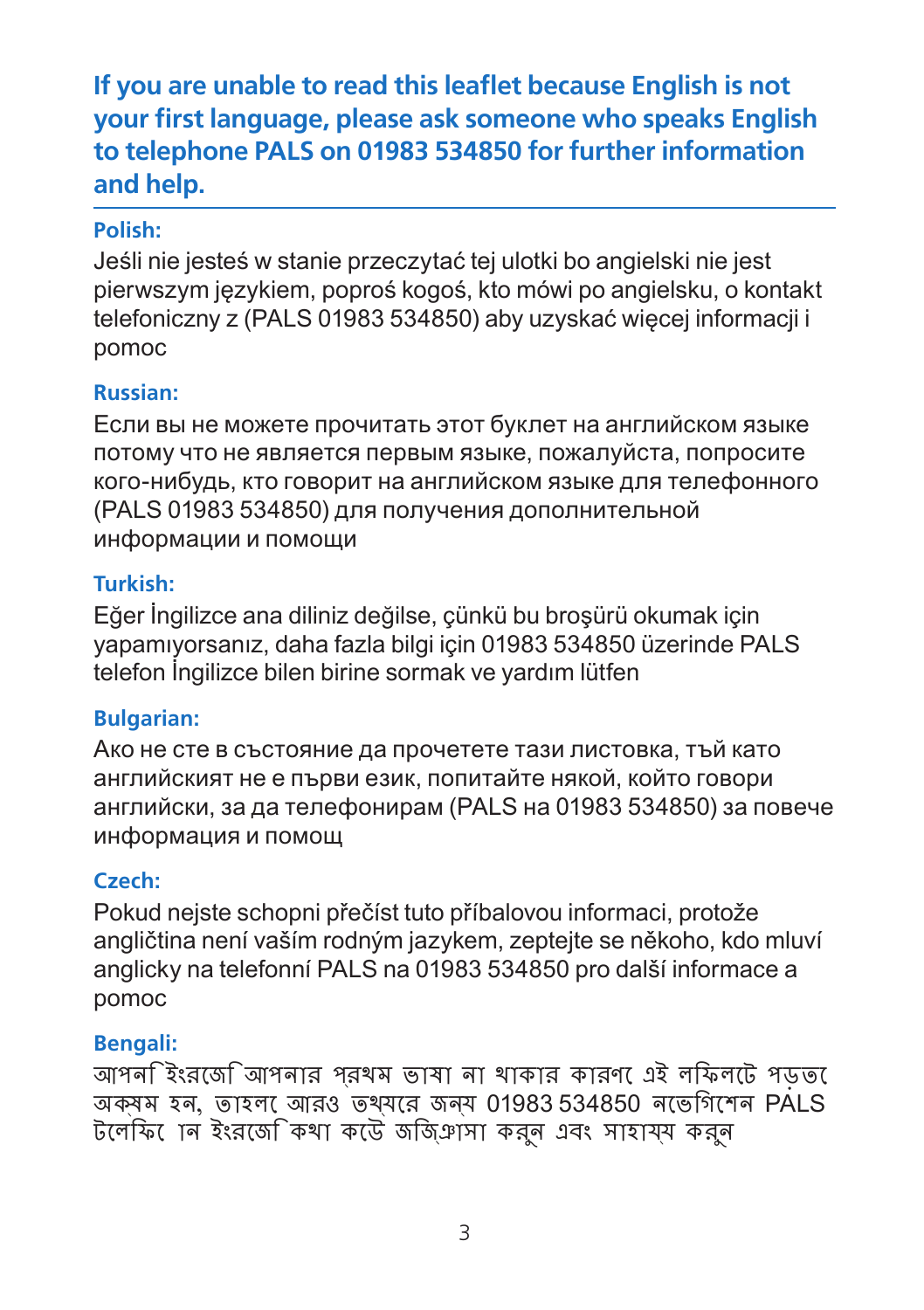**If you are unable to read this leaflet because English is not your first language, please ask someone who speaks English to telephone PALS on 01983 534850 for further information and help.**

**Polish:**

Jeśli nie jesteś w stanie przeczytać tej ulotki bo angielski nie jest pierwszym językiem, poproś kogoś, kto mówi po angielsku, o kontakt telefoniczny z (PALS 01983 534850) aby uzyskać więcej informacji i pomoc

**Russian:**

Если вы не можете прочитать этот буклет на английском языке потому что не является первым языке, пожалуйста, попросите кого-нибудь, кто говорит на английском языке для телефонного (PALS 01983 534850) для получения дополнительной информации и помощи

**Turkish:**

Eğer İngilizce ana diliniz değilse, çünkü bu broşürü okumak için yapamıyorsanız, daha fazla bilgi için 01983 534850 üzerinde PALS telefon İngilizce bilen birine sormak ve yardım lütfen

**Bulgarian:**

Ако не сте в състояние да прочетете тази листовка, тъй като английският не е първи език, попитайте някой, който говори английски, за да телефонирам (PALS на 01983 534850) за повече информация и помощ

**Czech:**

Pokud nejste schopni přečíst tuto příbalovou informaci, protože angličtina není vaším rodným jazykem, zeptejte se někoho, kdo mluví anglicky na telefonní PALS na 01983 534850 pro další informace a pomoc

**Bengali:**

আপনি ইংরেজি আপনার প্রথম ভাষা না থাকার কারণে এই লিফলেটে পড়তে অক্ষম হন, তাহলে আরও তথ্যের জন্য 01983 534850 নভেগিশেন PALS টেলিফো ান ইংরেজি কথা কেউ জিজ্ঞাসা করুন এবং সাহায্য করুন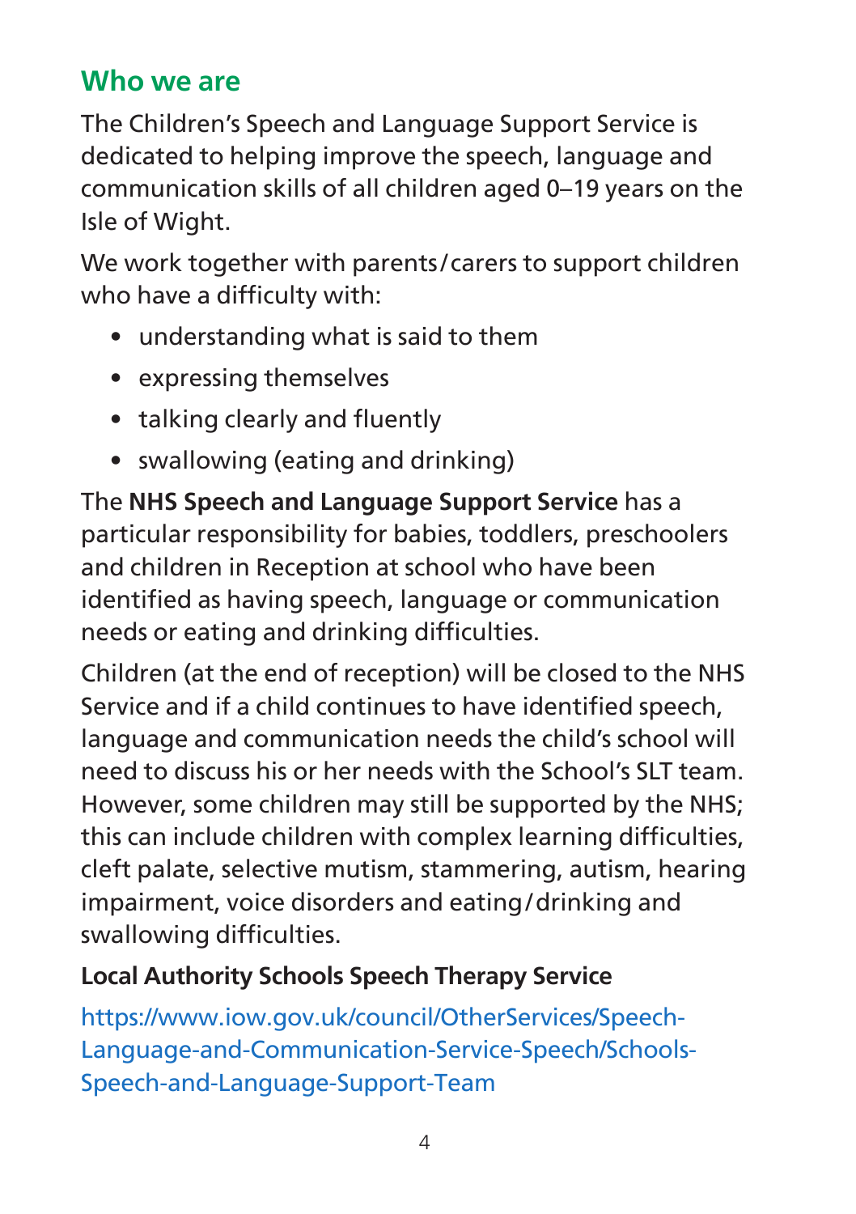## Who we are

The Children's Speech and Language Support Service is dedicated to helping improve the speech, language and communication skills of all children aged 0–19 years on the Isle of Wight.

We work together with parents/carers to support children who have a difficulty with:

- understanding what is said to them
- expressing themselves
- talking clearly and fluently
- swallowing (eating and drinking)

The **NHS Speech and Language Support Service** has a particular responsibility for babies, toddlers, preschoolers and children in Reception at school who have been identified as having speech, language or communication needs or eating and drinking difficulties.

Children (at the end of reception) will be closed to the NHS Service and if a child continues to have identified speech, language and communication needs the child's school will need to discuss his or her needs with the School's SLT team. However, some children may still be supported by the NHS; this can include children with complex learning difficulties, cleft palate, selective mutism, stammering, autism, hearing impairment, voice disorders and eating/drinking and swallowing difficulties.

**Local Authority Schools Speech Therapy Service**

https://www.iow.gov.uk/council/OtherServices/Speech-Language-and-Communication-Service-Speech/Schools-Speech-and-Language-Support-Team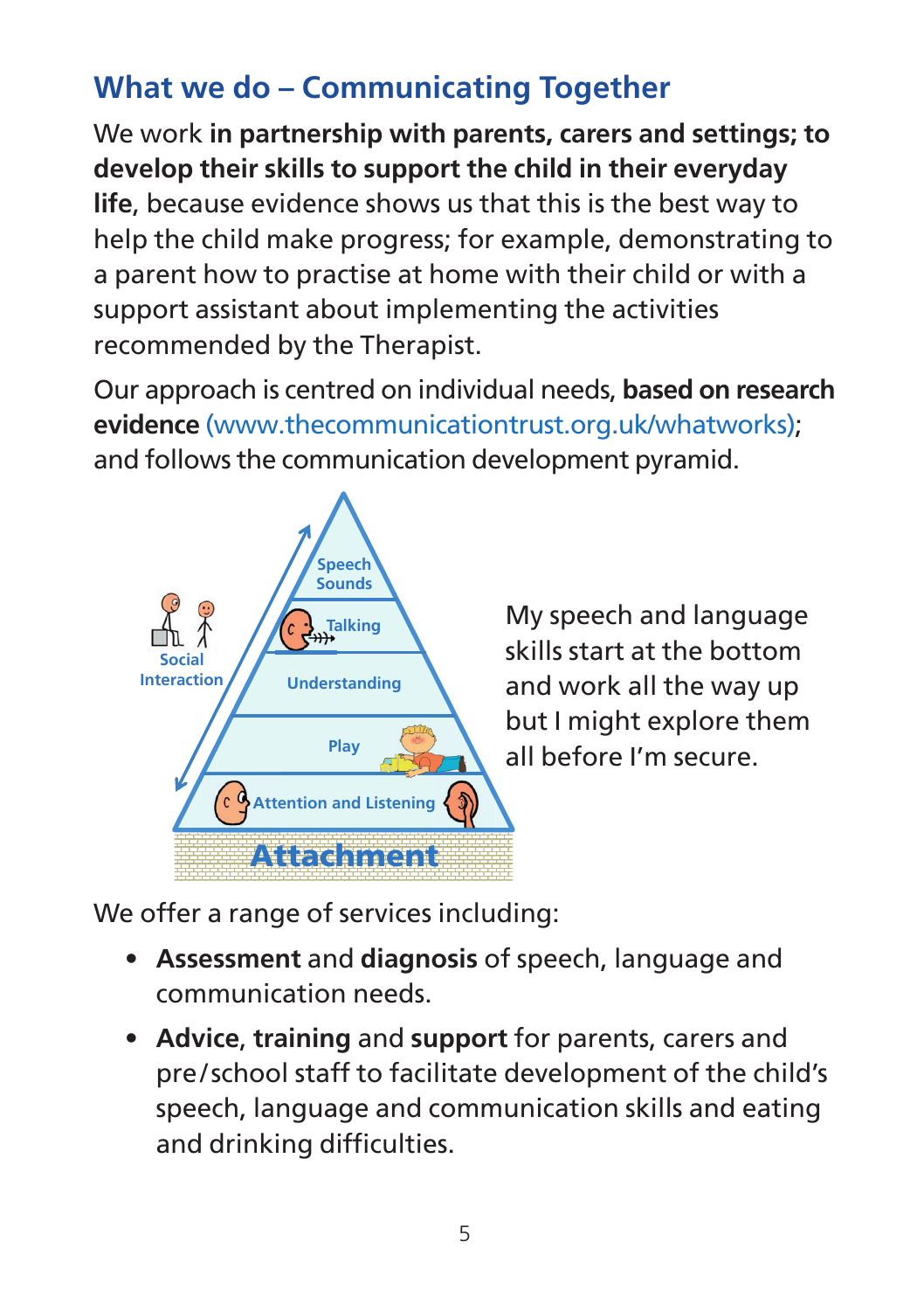## What we do – Communicating Together

We work **in partnership with parents, carers and settings; to develop their skills to support the child in their everyday life**, because evidence shows us that this is the best way to help the child make progress; for example, demonstrating to a parent how to practise at home with their child or with a support assistant about implementing the activities recommended by the Therapist.

Our approach is centred on individual needs, **based on research evidence** (www.thecommunicationtrust.org.uk/whatworks); and follows the communication development pyramid.

My speech and language skills start at the bottom and work all the way up but I might explore them all before I'm secure.

We offer a range of services including:

- **Assessment** and **diagnosis** of speech, language and communication needs.
- **Advice**, **training** and **support** for parents, carers and pre/school staff to facilitate development of the child's speech, language and communication skills and eating and drinking difficulties.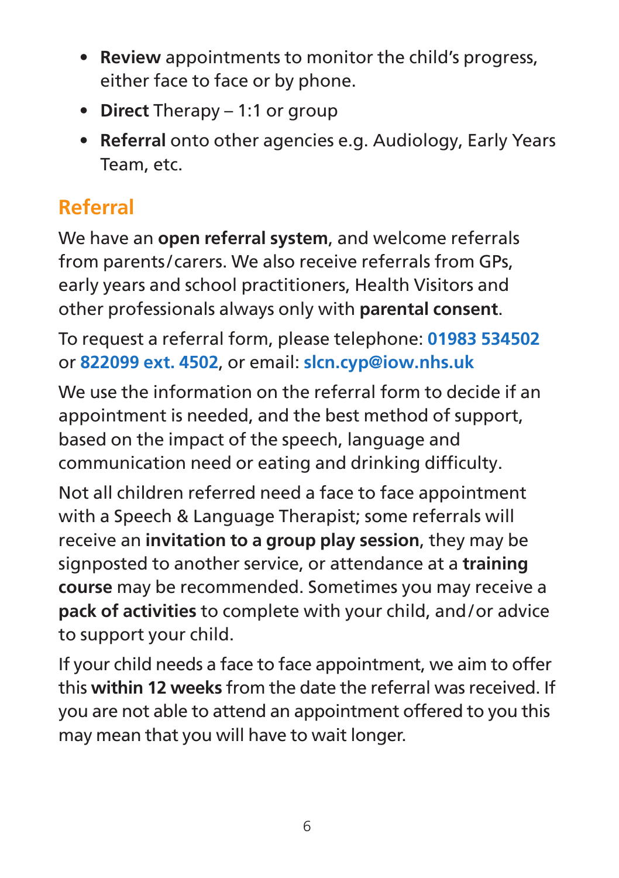- **Review** appointments to monitor the child's progress, either face to face or by phone.
- **Direct** Therapy – 1:1 or group
- **Referral** onto other agencies e.g. Audiology, Early Years Team, etc.

## Referral

We have an **open referral system**, and welcome referrals from parents/carers. We also receive referrals from GPs, early years and school practitioners, Health Visitors and other professionals always only with **parental consent**.

To request a referral form, please telephone: **01983 534502** or **822099 ext. 4502**, or email: **slcn.cyp@iow.nhs.uk**

We use the information on the referral form to decide if an appointment is needed, and the best method of support, based on the impact of the speech, language and communication need or eating and drinking difficulty.

Not all children referred need a face to face appointment with a Speech & Language Therapist; some referrals will receive an **invitation to a group play session**, they may be signposted to another service, or attendance at a **training course** may be recommended. Sometimes you may receive a **pack of activities** to complete with your child, and/or advice to support your child.

If your child needs a face to face appointment, we aim to offer this **within 12 weeks** from the date the referral was received. If you are not able to attend an appointment offered to you this may mean that you will have to wait longer.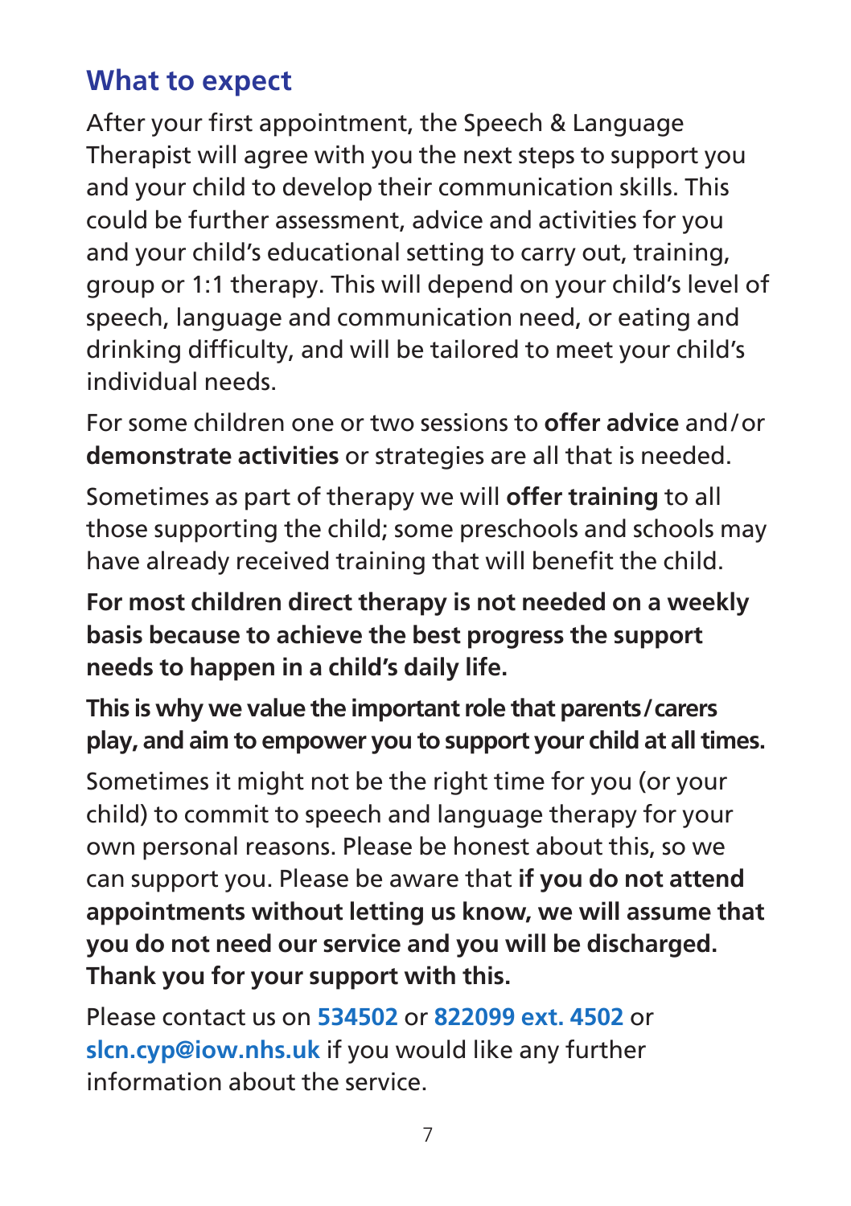## What to expect

After your first appointment, the Speech & Language Therapist will agree with you the next steps to support you and your child to develop their communication skills. This could be further assessment, advice and activities for you and your child's educational setting to carry out, training, group or 1:1 therapy. This will depend on your child's level of speech, language and communication need, or eating and drinking difficulty, and will be tailored to meet your child's individual needs.

For some children one or two sessions to **offer advice** and/or **demonstrate activities** or strategies are all that is needed.

Sometimes as part of therapy we will **offer training** to all those supporting the child; some preschools and schools may have already received training that will benefit the child.

**For most children direct therapy is not needed on a weekly basis because to achieve the best progress the support needs to happen in a child's daily life.**

**This is why we value the important role that parents/carers play, and aim to empower you to support your child at all times.**

Sometimes it might not be the right time for you (or your child) to commit to speech and language therapy for your own personal reasons. Please be honest about this, so we can support you. Please be aware that **if you do not attend appointments without letting us know, we will assume that you do not need our service and you will be discharged. Thank you for your support with this.**

Please contact us on **534502** or **822099 ext. 4502** or **slcn.cyp@iow.nhs.uk** if you would like any further information about the service.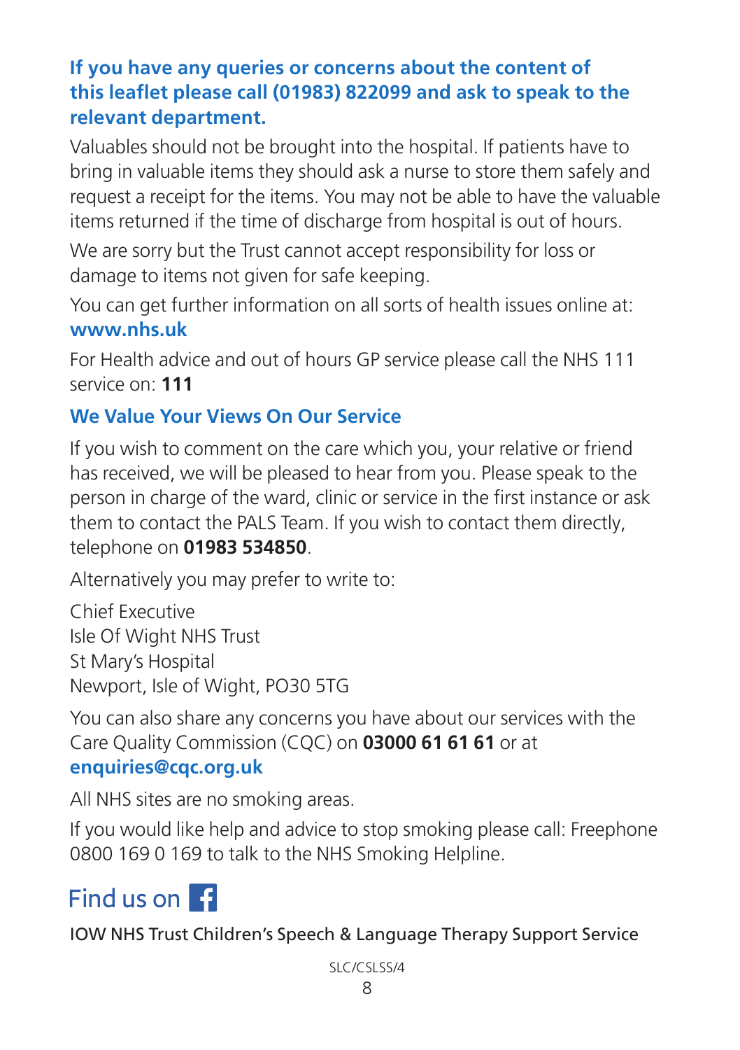**If you have any queries or concerns about the content of this leaflet please call (01983) 822099 and ask to speak to the relevant department.**

Valuables should not be brought into the hospital. If patients have to bring in valuable items they should ask a nurse to store them safely and request a receipt for the items. You may not be able to have the valuable items returned if the time of discharge from hospital is out of hours.

We are sorry but the Trust cannot accept responsibility for loss or damage to items not given for safe keeping.

You can get further information on all sorts of health issues online at: **www.nhs.uk**

For Health advice and out of hours GP service please call the NHS 111 service on: **111**

## We Value Your Views On Our Service

If you wish to comment on the care which you, your relative or friend has received, we will be pleased to hear from you. Please speak to the person in charge of the ward, clinic or service in the first instance or ask them to contact the PALS Team. If you wish to contact them directly, telephone on **01983 534850**.

Alternatively you may prefer to write to:

Chief Executive
Isle Of Wight NHS Trust
St Mary's Hospital
Newport, Isle of Wight, PO30 5TG

You can also share any concerns you have about our services with the Care Quality Commission (CQC) on **03000 61 61 61** or at **enquiries@cqc.org.uk**

All NHS sites are no smoking areas.

If you would like help and advice to stop smoking please call: Freephone 0800 169 0 169 to talk to the NHS Smoking Helpline.

Find us on f

IOW NHS Trust Children's Speech & Language Therapy Support Service

SLC/CSLSS/4